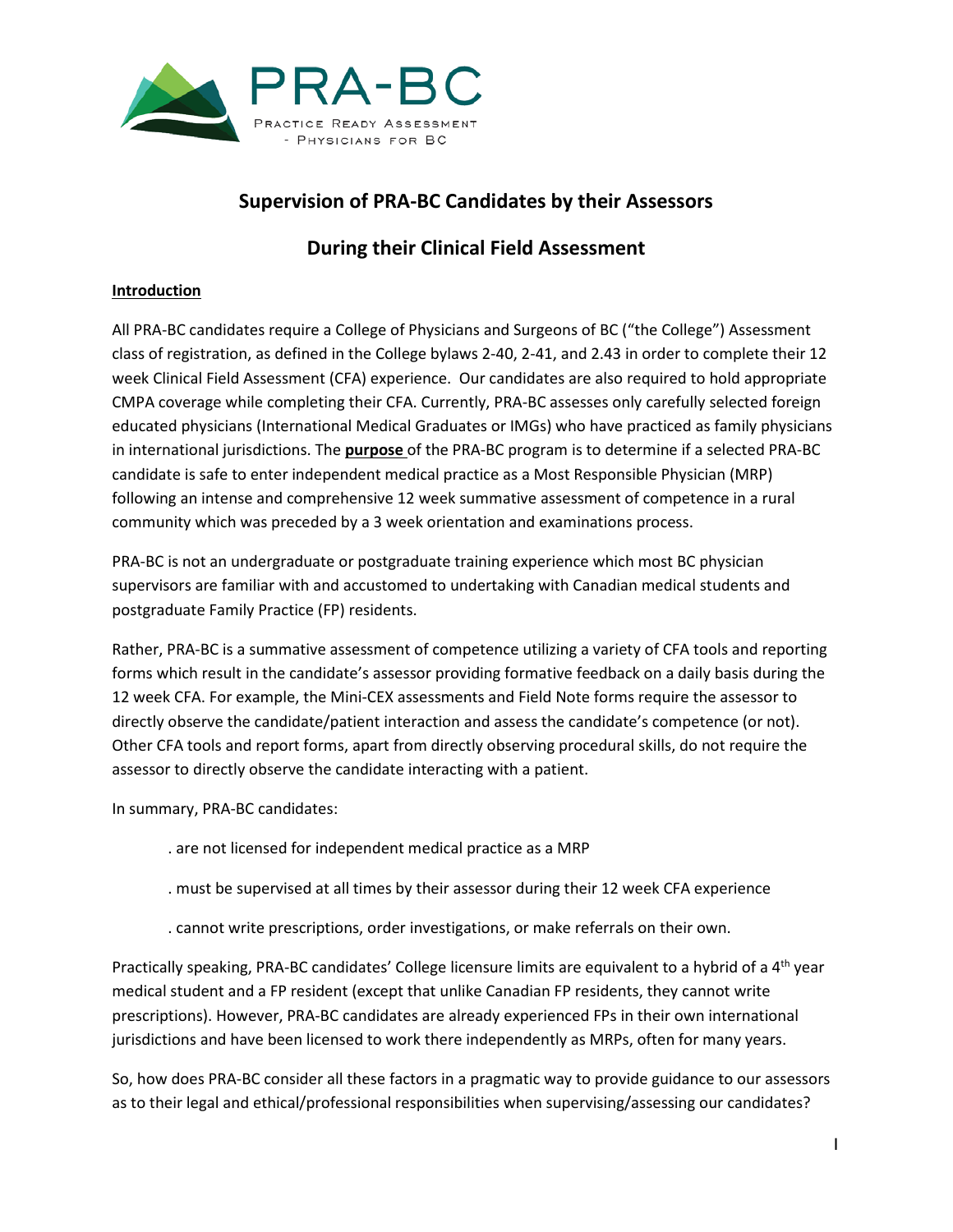PRA-BC

PRACTICE READY ASSESSMENT
- PHYSICIANS FOR BC

# Supervision of PRA-BC Candidates by their Assessors

# During their Clinical Field Assessment

## Introduction

All PRA-BC candidates require a College of Physicians and Surgeons of BC ("the College") Assessment class of registration, as defined in the College bylaws 2-40, 2-41, and 2.43 in order to complete their 12 week Clinical Field Assessment (CFA) experience. Our candidates are also required to hold appropriate CMPA coverage while completing their CFA. Currently, PRA-BC assesses only carefully selected foreign educated physicians (International Medical Graduates or IMGs) who have practiced as family physicians in international jurisdictions. The **purpose** of the PRA-BC program is to determine if a selected PRA-BC candidate is safe to enter independent medical practice as a Most Responsible Physician (MRP) following an intense and comprehensive 12 week summative assessment of competence in a rural community which was preceded by a 3 week orientation and examinations process.

PRA-BC is not an undergraduate or postgraduate training experience which most BC physician supervisors are familiar with and accustomed to undertaking with Canadian medical students and postgraduate Family Practice (FP) residents.

Rather, PRA-BC is a summative assessment of competence utilizing a variety of CFA tools and reporting forms which result in the candidate's assessor providing formative feedback on a daily basis during the 12 week CFA. For example, the Mini-CEX assessments and Field Note forms require the assessor to directly observe the candidate/patient interaction and assess the candidate's competence (or not). Other CFA tools and report forms, apart from directly observing procedural skills, do not require the assessor to directly observe the candidate interacting with a patient.

In summary, PRA-BC candidates:

. are not licensed for independent medical practice as a MRP

. must be supervised at all times by their assessor during their 12 week CFA experience

. cannot write prescriptions, order investigations, or make referrals on their own.

Practically speaking, PRA-BC candidates' College licensure limits are equivalent to a hybrid of a 4th year medical student and a FP resident (except that unlike Canadian FP residents, they cannot write prescriptions). However, PRA-BC candidates are already experienced FPs in their own international jurisdictions and have been licensed to work there independently as MRPs, often for many years.

So, how does PRA-BC consider all these factors in a pragmatic way to provide guidance to our assessors as to their legal and ethical/professional responsibilities when supervising/assessing our candidates?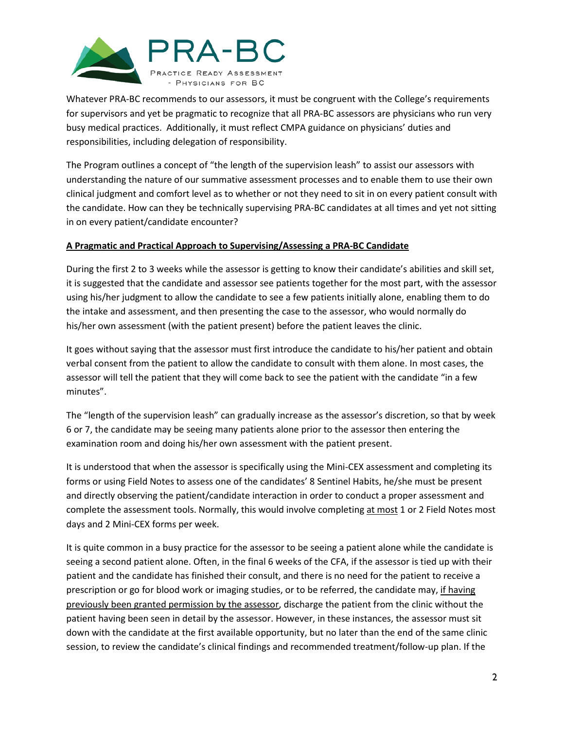Whatever PRA-BC recommends to our assessors, it must be congruent with the College's requirements for supervisors and yet be pragmatic to recognize that all PRA-BC assessors are physicians who run very busy medical practices. Additionally, it must reflect CMPA guidance on physicians' duties and responsibilities, including delegation of responsibility.

The Program outlines a concept of "the length of the supervision leash" to assist our assessors with understanding the nature of our summative assessment processes and to enable them to use their own clinical judgment and comfort level as to whether or not they need to sit in on every patient consult with the candidate. How can they be technically supervising PRA-BC candidates at all times and yet not sitting in on every patient/candidate encounter?

**A Pragmatic and Practical Approach to Supervising/Assessing a PRA-BC Candidate**

During the first 2 to 3 weeks while the assessor is getting to know their candidate's abilities and skill set, it is suggested that the candidate and assessor see patients together for the most part, with the assessor using his/her judgment to allow the candidate to see a few patients initially alone, enabling them to do the intake and assessment, and then presenting the case to the assessor, who would normally do his/her own assessment (with the patient present) before the patient leaves the clinic.

It goes without saying that the assessor must first introduce the candidate to his/her patient and obtain verbal consent from the patient to allow the candidate to consult with them alone. In most cases, the assessor will tell the patient that they will come back to see the patient with the candidate "in a few minutes".

The "length of the supervision leash" can gradually increase as the assessor's discretion, so that by week 6 or 7, the candidate may be seeing many patients alone prior to the assessor then entering the examination room and doing his/her own assessment with the patient present.

It is understood that when the assessor is specifically using the Mini-CEX assessment and completing its forms or using Field Notes to assess one of the candidates' 8 Sentinel Habits, he/she must be present and directly observing the patient/candidate interaction in order to conduct a proper assessment and complete the assessment tools. Normally, this would involve completing at most 1 or 2 Field Notes most days and 2 Mini-CEX forms per week.

It is quite common in a busy practice for the assessor to be seeing a patient alone while the candidate is seeing a second patient alone. Often, in the final 6 weeks of the CFA, if the assessor is tied up with their patient and the candidate has finished their consult, and there is no need for the patient to receive a prescription or go for blood work or imaging studies, or to be referred, the candidate may, if having previously been granted permission by the assessor, discharge the patient from the clinic without the patient having been seen in detail by the assessor. However, in these instances, the assessor must sit down with the candidate at the first available opportunity, but no later than the end of the same clinic session, to review the candidate's clinical findings and recommended treatment/follow-up plan. If the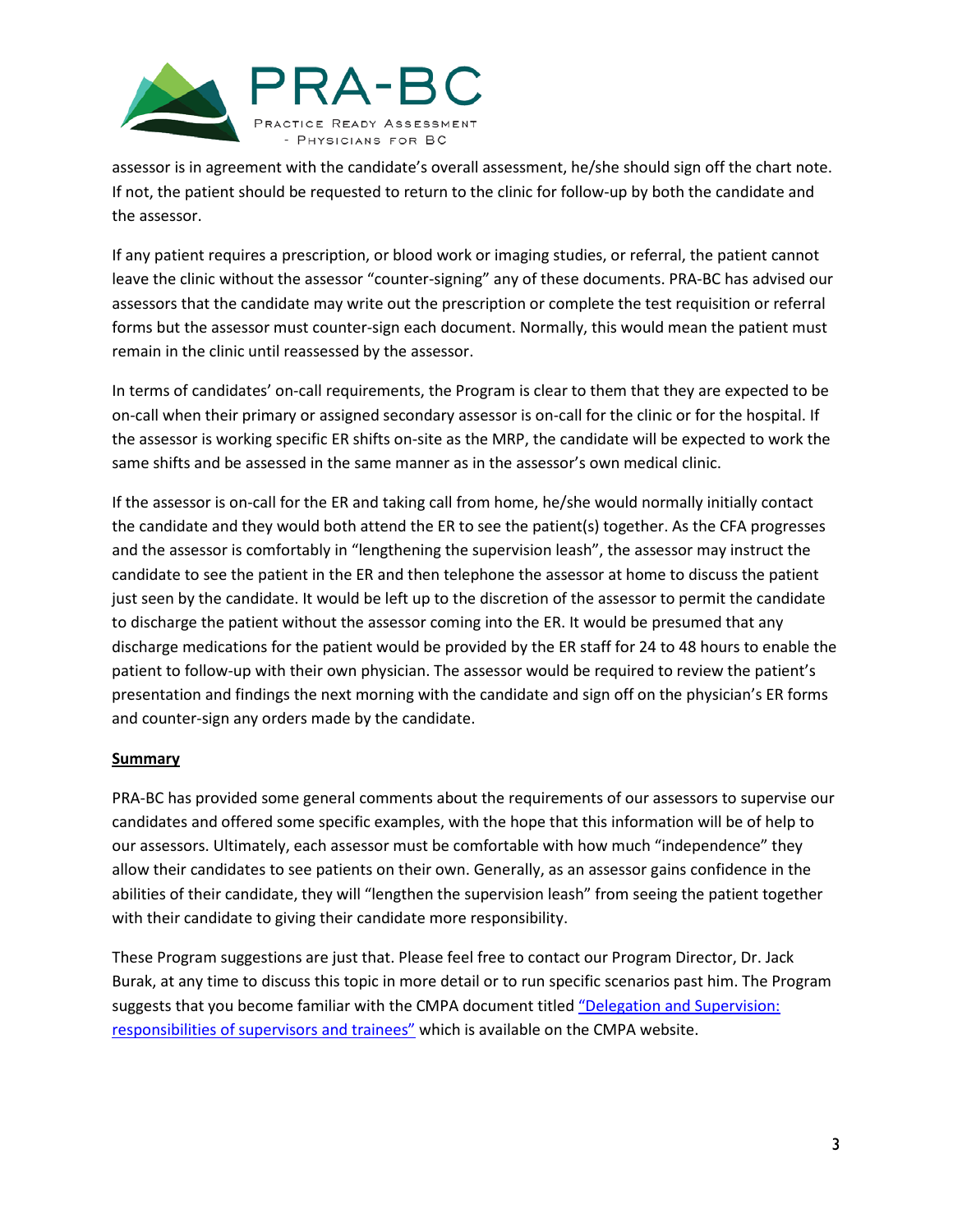assessor is in agreement with the candidate's overall assessment, he/she should sign off the chart note. If not, the patient should be requested to return to the clinic for follow-up by both the candidate and the assessor.

If any patient requires a prescription, or blood work or imaging studies, or referral, the patient cannot leave the clinic without the assessor "counter-signing" any of these documents. PRA-BC has advised our assessors that the candidate may write out the prescription or complete the test requisition or referral forms but the assessor must counter-sign each document. Normally, this would mean the patient must remain in the clinic until reassessed by the assessor.

In terms of candidates' on-call requirements, the Program is clear to them that they are expected to be on-call when their primary or assigned secondary assessor is on-call for the clinic or for the hospital. If the assessor is working specific ER shifts on-site as the MRP, the candidate will be expected to work the same shifts and be assessed in the same manner as in the assessor's own medical clinic.

If the assessor is on-call for the ER and taking call from home, he/she would normally initially contact the candidate and they would both attend the ER to see the patient(s) together. As the CFA progresses and the assessor is comfortably in "lengthening the supervision leash", the assessor may instruct the candidate to see the patient in the ER and then telephone the assessor at home to discuss the patient just seen by the candidate. It would be left up to the discretion of the assessor to permit the candidate to discharge the patient without the assessor coming into the ER. It would be presumed that any discharge medications for the patient would be provided by the ER staff for 24 to 48 hours to enable the patient to follow-up with their own physician. The assessor would be required to review the patient's presentation and findings the next morning with the candidate and sign off on the physician's ER forms and counter-sign any orders made by the candidate.

## Summary

PRA-BC has provided some general comments about the requirements of our assessors to supervise our candidates and offered some specific examples, with the hope that this information will be of help to our assessors. Ultimately, each assessor must be comfortable with how much "independence" they allow their candidates to see patients on their own. Generally, as an assessor gains confidence in the abilities of their candidate, they will "lengthen the supervision leash" from seeing the patient together with their candidate to giving their candidate more responsibility.

These Program suggestions are just that. Please feel free to contact our Program Director, Dr. Jack Burak, at any time to discuss this topic in more detail or to run specific scenarios past him. The Program suggests that you become familiar with the CMPA document titled "Delegation and Supervision: responsibilities of supervisors and trainees" which is available on the CMPA website.